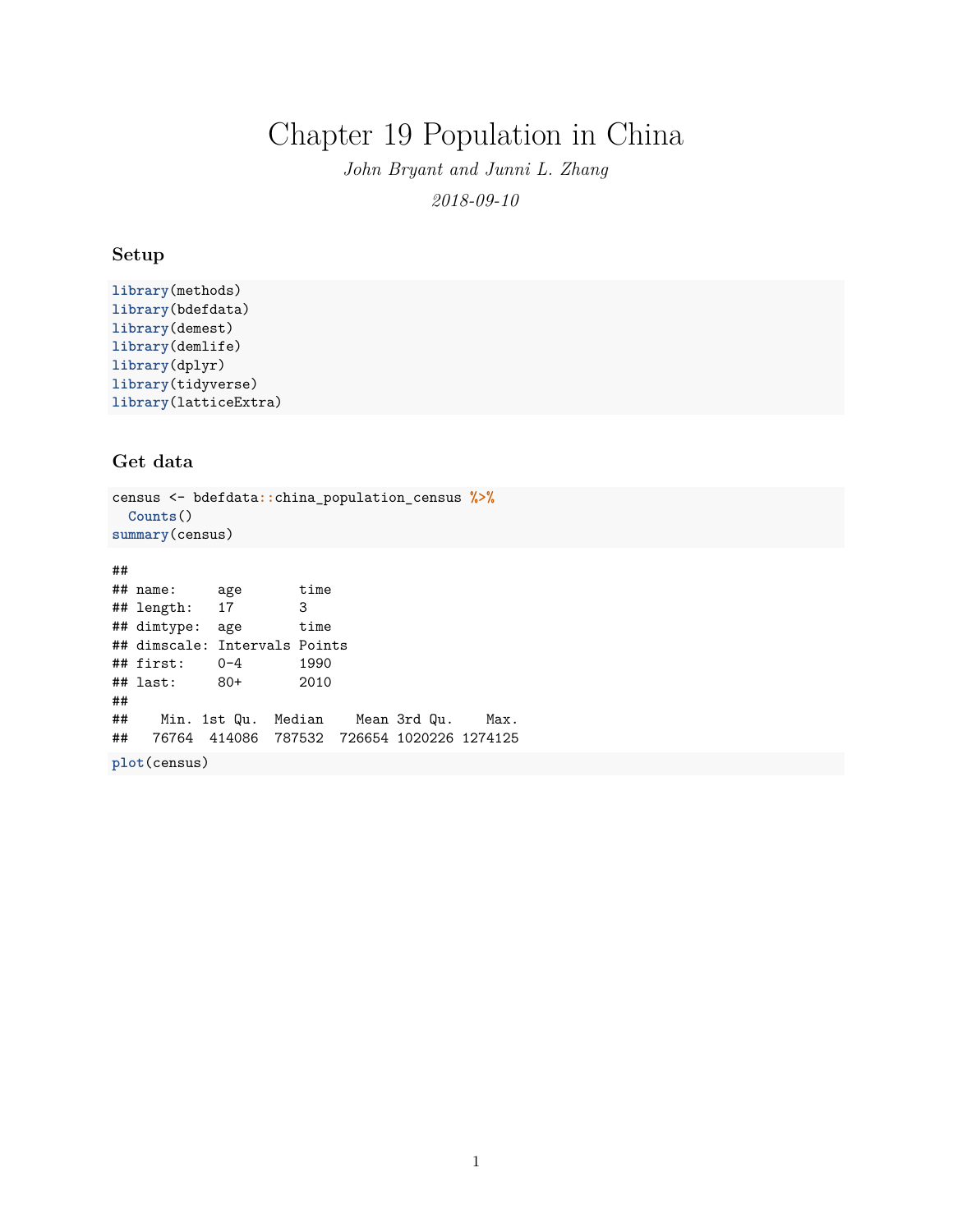# Chapter 19 Population in China

*John Bryant and Junni L. Zhang*

*2018-09-10*

### Setup

```
library(methods)
library(bdefdata)
library(demest)
library(demlife)
library(dplyr)
library(tidyverse)
library(latticeExtra)
```

### Get data

```
census <- bdefdata::china_population_census %>%
  Counts()
summary(census)
```

```
##
## name:     age       time
## length:   17        3
## dimtype:  age       time
## dimscale: Intervals Points
## first:    0-4       1990
## last:     80+       2010
##
##    Min. 1st Qu.  Median    Mean 3rd Qu.    Max.
##   76764  414086  787532  726654 1020226 1274125
```

```
plot(census)
```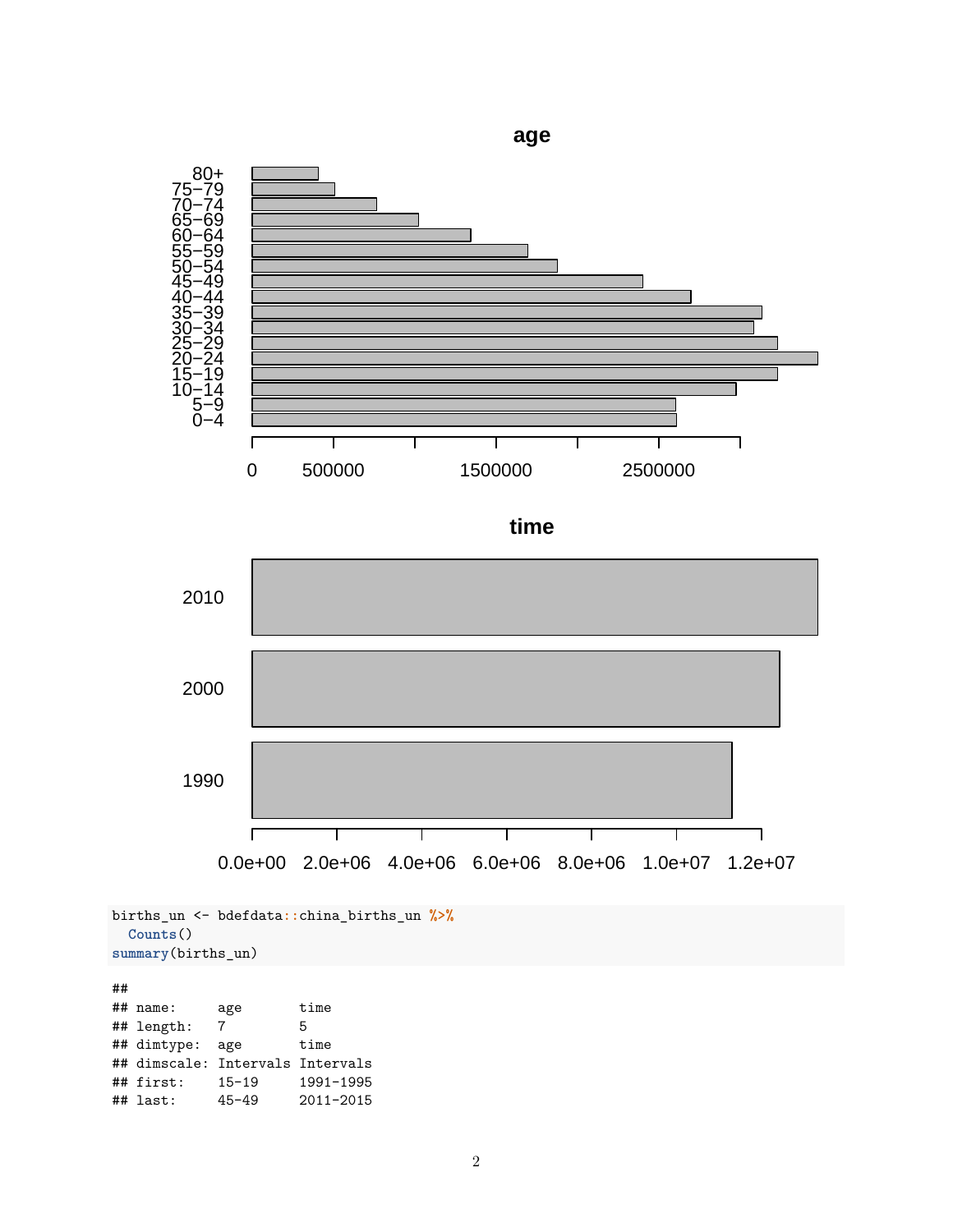```r
births_un <- bdefdata::china_births_un %>%
  Counts()
summary(births_un)
```

```
##
## name:      age       time
## length:    7         5
## dimtype:   age       time
## dimscale: Intervals Intervals
## first:     15-19     1991-1995
## last:      45-49     2011-2015
```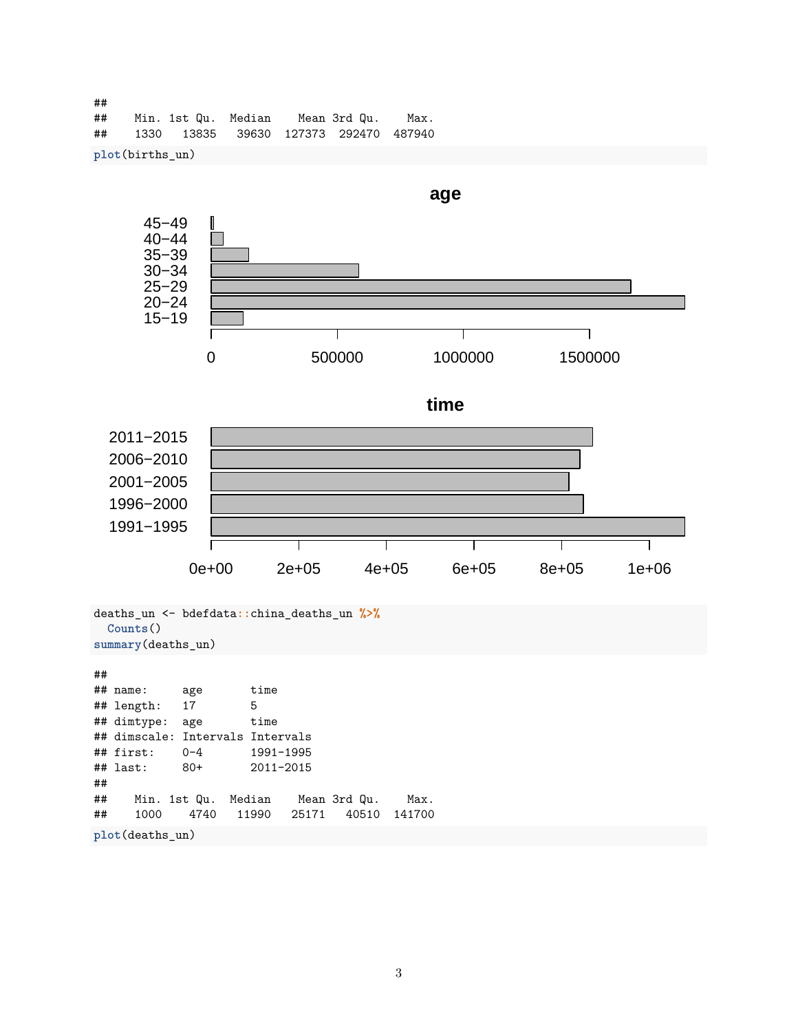```
##
##     Min. 1st Qu.  Median    Mean 3rd Qu.    Max.
##     1330   13835   39630  127373  292470  487940
```

```
plot(births_un)
```

```
deaths_un <- bdefdata::china_deaths_un %>%
  Counts()
summary(deaths_un)
```

```
##
## name:     age       time
## length:   17        5
## dimtype:  age       time
## dimscale: Intervals Intervals
## first:    0-4       1991-1995
## last:     80+       2011-2015
##
##     Min. 1st Qu.  Median    Mean 3rd Qu.    Max.
##     1000    4740   11990   25171   40510  141700
```

```
plot(deaths_un)
```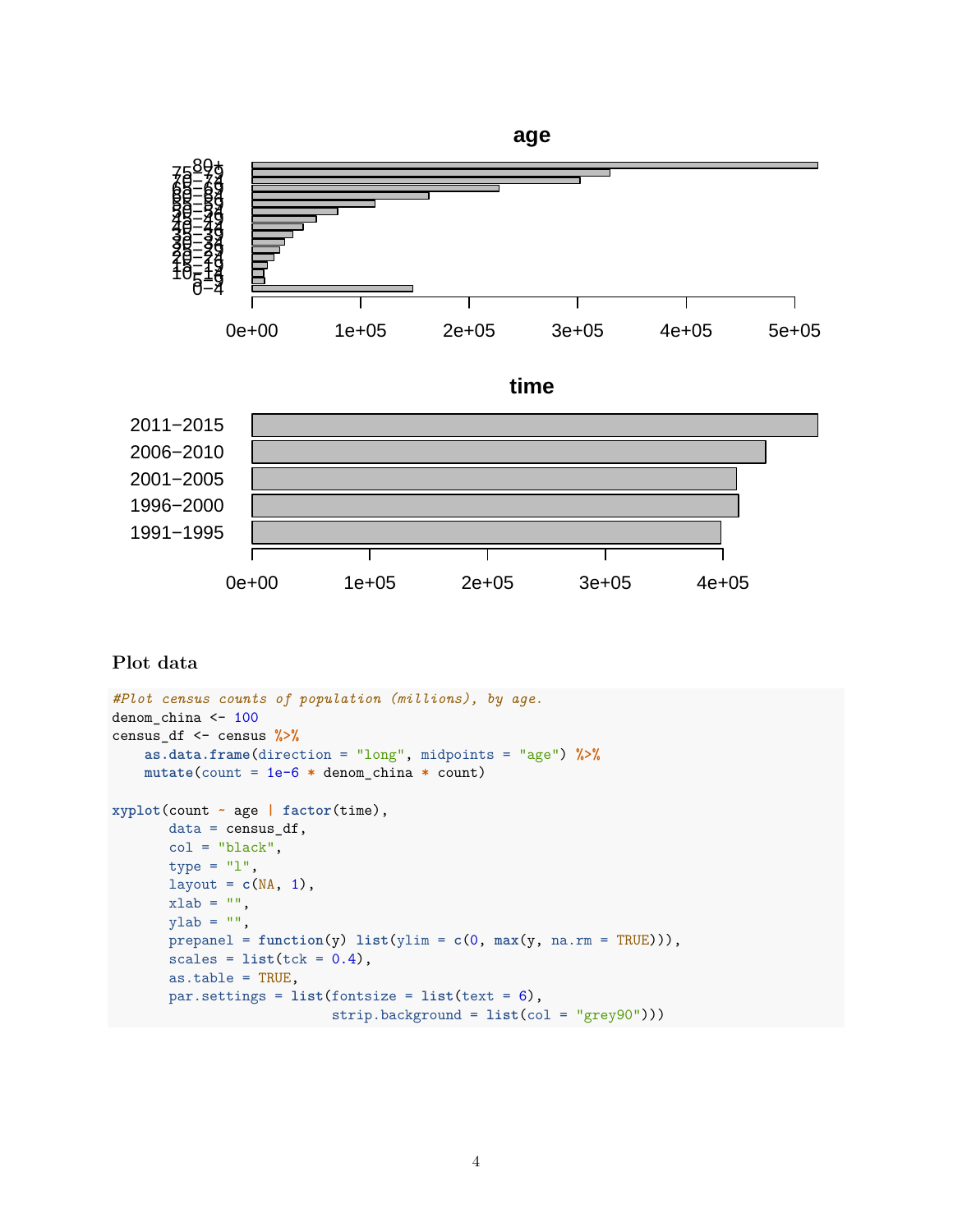## Plot data

```
#Plot census counts of population (millions), by age.
denom_china <- 100
census_df <- census %>%
    as.data.frame(direction = "long", midpoints = "age") %>%
    mutate(count = 1e-6 * denom_china * count)

xyplot(count ~ age | factor(time),
       data = census_df,
       col = "black",
       type = "l",
       layout = c(NA, 1),
       xlab = "",
       ylab = "",
       prepanel = function(y) list(ylim = c(0, max(y, na.rm = TRUE))),
       scales = list(tck = 0.4),
       as.table = TRUE,
       par.settings = list(fontsize = list(text = 6),
                           strip.background = list(col = "grey90")))
```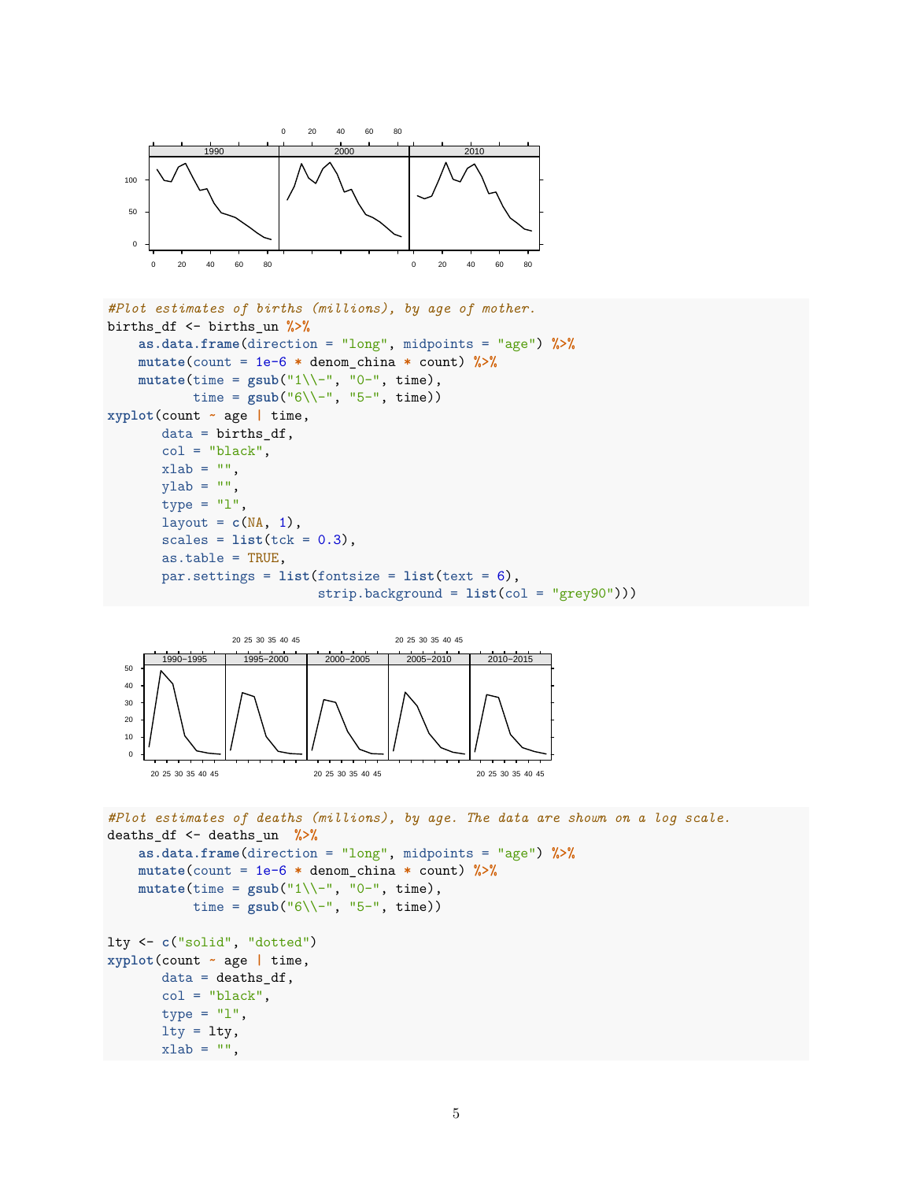```
#Plot estimates of births (millions), by age of mother.
births_df <- births_un %>%
    as.data.frame(direction = "long", midpoints = "age") %>%
    mutate(count = 1e-6 * denom_china * count) %>%
    mutate(time = gsub("1\\-", "0-", time),
           time = gsub("6\\-", "5-", time))
xplot(count ~ age | time,
       data = births_df,
       col = "black",
       xlab = "",
       ylab = "",
       type = "l",
       layout = c(NA, 1),
       scales = list(tck = 0.3),
       as.table = TRUE,
       par.settings = list(fontsize = list(text = 6),
                           strip.background = list(col = "grey90")))
```

```
#Plot estimates of deaths (millions), by age. The data are shown on a log scale.
deaths_df <- deaths_un  %>%
    as.data.frame(direction = "long", midpoints = "age") %>%
    mutate(count = 1e-6 * denom_china * count) %>%
    mutate(time = gsub("1\\-", "0-", time),
           time = gsub("6\\-", "5-", time))

lty <- c("solid", "dotted")
xyplot(count ~ age | time,
       data = deaths_df,
       col = "black",
       type = "l",
       lty = lty,
       xlab = "",
```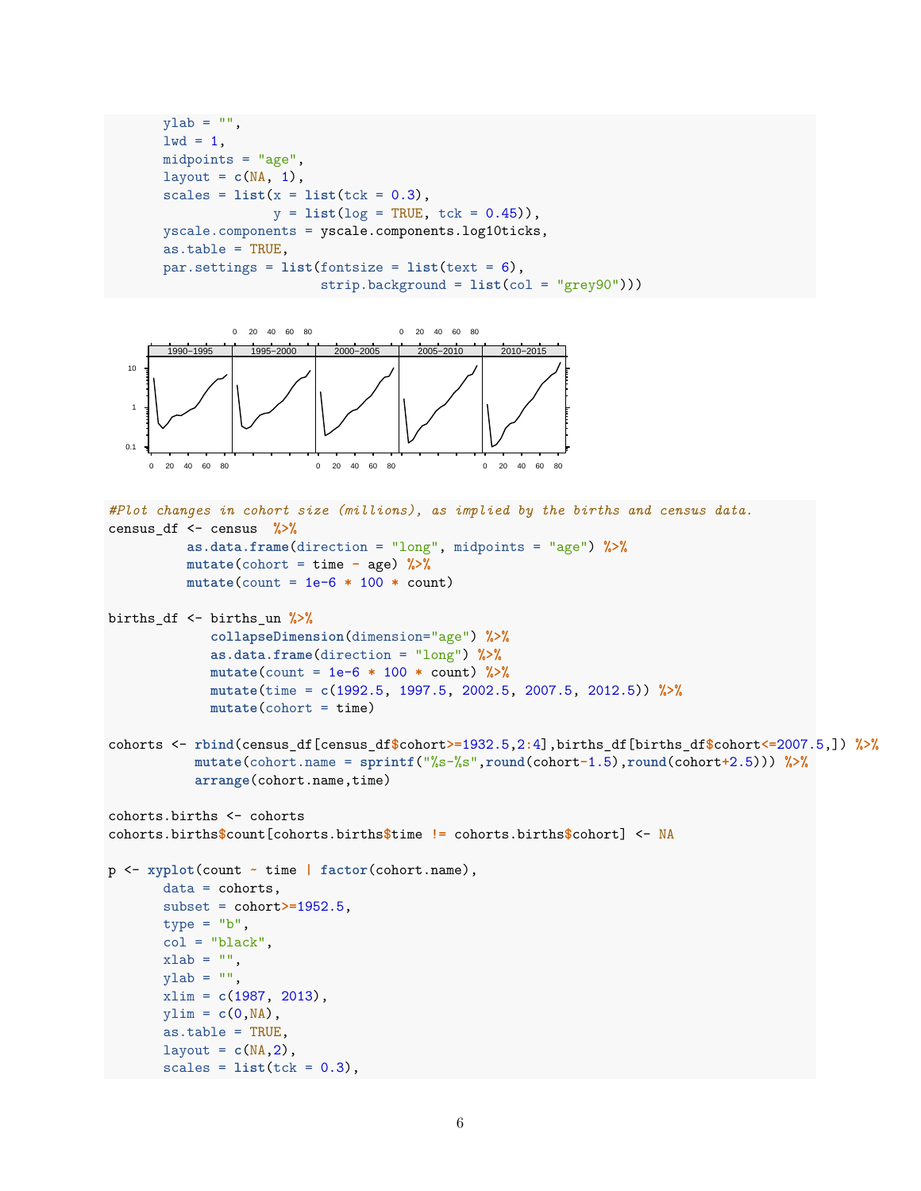```
       ylab = "",
       lwd = 1,
       midpoints = "age",
       layout = c(NA, 1),
       scales = list(x = list(tck = 0.3),
                     y = list(log = TRUE, tck = 0.45)),
       yscale.components = yscale.components.log10ticks,
       as.table = TRUE,
       par.settings = list(fontsize = list(text = 6),
                           strip.background = list(col = "grey90")))
```

```
#Plot changes in cohort size (millions), as implied by the births and census data.
census_df <- census  %>%
          as.data.frame(direction = "long", midpoints = "age") %>%
          mutate(cohort = time - age) %>%
          mutate(count = 1e-6 * 100 * count)

births_df <- births_un %>%
             collapseDimension(dimension="age") %>%
             as.data.frame(direction = "long") %>%
             mutate(count = 1e-6 * 100 * count) %>%
             mutate(time = c(1992.5, 1997.5, 2002.5, 2007.5, 2012.5)) %>%
             mutate(cohort = time)

cohorts <- rbind(census_df[census_df$cohort>=1932.5,2:4],births_df[births_df$cohort<=2007.5,]) %>%
           mutate(cohort.name = sprintf("%s-%s",round(cohort-1.5),round(cohort+2.5))) %>%
           arrange(cohort.name,time)

cohorts.births <- cohorts
cohorts.births$count[cohorts.births$time != cohorts.births$cohort] <- NA

p <- xyplot(count ~ time | factor(cohort.name),
       data = cohorts,
       subset = cohort>=1952.5,
       type = "b",
       col = "black",
       xlab = "",
       ylab = "",
       xlim = c(1987, 2013),
       ylim = c(0,NA),
       as.table = TRUE,
       layout = c(NA,2),
       scales = list(tck = 0.3),
```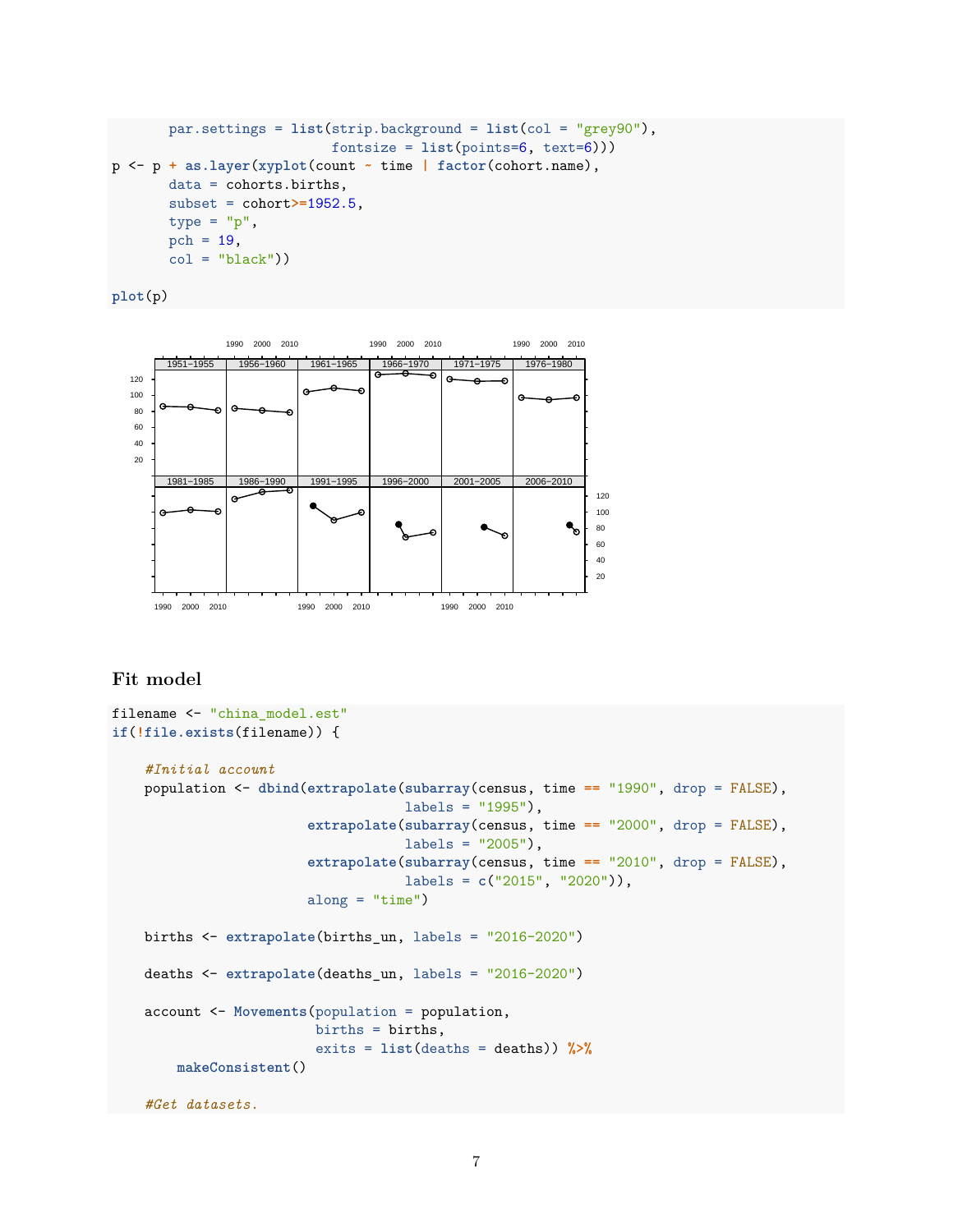```
       par.settings = list(strip.background = list(col = "grey90"),
                           fontsize = list(points=6, text=6)))
p <- p + as.layer(xyplot(count ~ time | factor(cohort.name),
       data = cohorts.births,
       subset = cohort>=1952.5,
       type = "p",
       pch = 19,
       col = "black"))

plot(p)
```

## Fit model

```
filename <- "china_model.est"
if(!file.exists(filename)) {

    #Initial account
    population <- dbind(extrapolate(subarray(census, time == "1990", drop = FALSE),
                                    labels = "1995"),
                        extrapolate(subarray(census, time == "2000", drop = FALSE),
                                    labels = "2005"),
                        extrapolate(subarray(census, time == "2010", drop = FALSE),
                                    labels = c("2015", "2020")),
                        along = "time")

    births <- extrapolate(births_un, labels = "2016-2020")

    deaths <- extrapolate(deaths_un, labels = "2016-2020")

    account <- Movements(population = population,
                         births = births,
                         exits = list(deaths = deaths)) %>%
        makeConsistent()

    #Get datasets.
```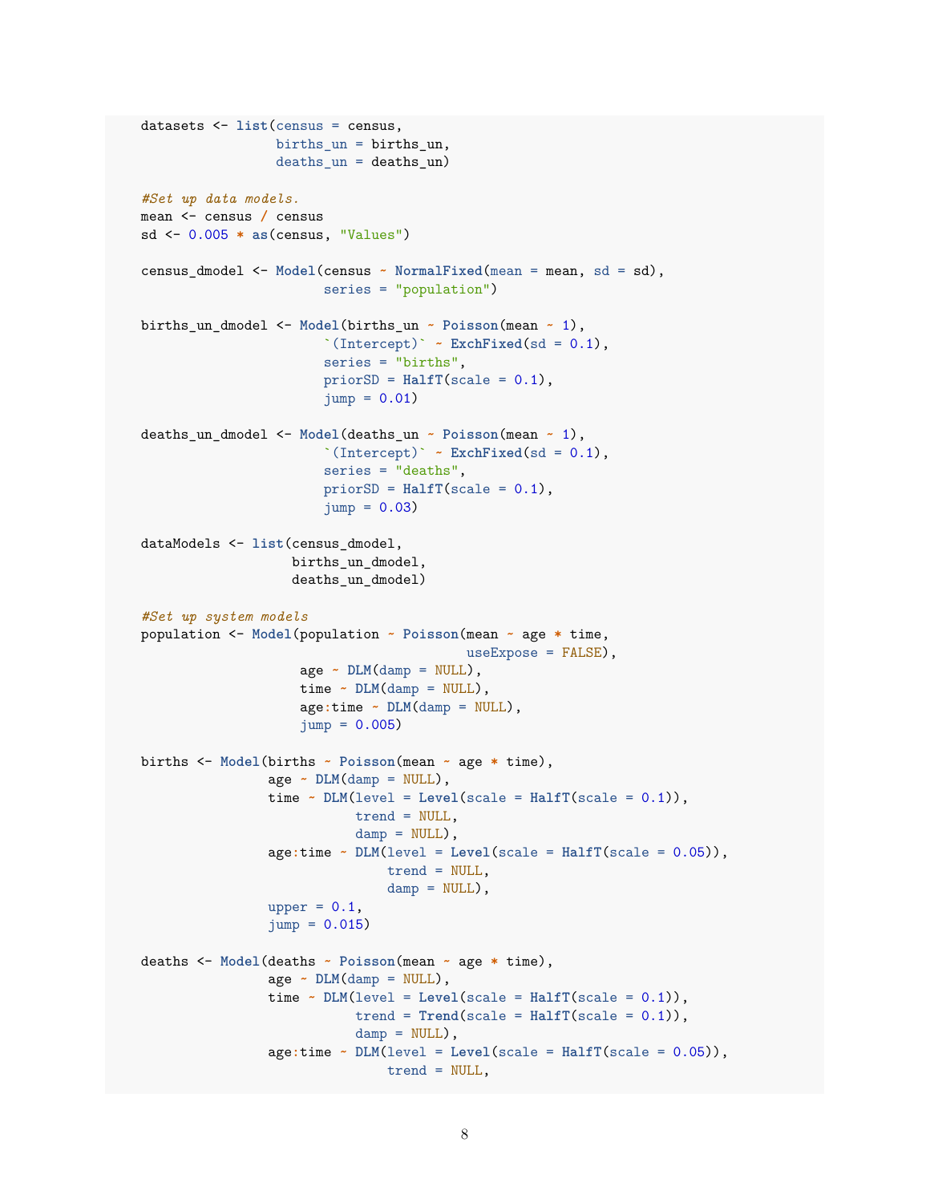```r
datasets <- list(census = census,
                 births_un = births_un,
                 deaths_un = deaths_un)

#Set up data models.
mean <- census / census
sd <- 0.005 * as(census, "Values")

census_dmodel <- Model(census ~ NormalFixed(mean = mean, sd = sd),
                       series = "population")

births_un_dmodel <- Model(births_un ~ Poisson(mean ~ 1),
                       `(Intercept)` ~ ExchFixed(sd = 0.1),
                       series = "births",
                       priorSD = HalfT(scale = 0.1),
                       jump = 0.01)

deaths_un_dmodel <- Model(deaths_un ~ Poisson(mean ~ 1),
                       `(Intercept)` ~ ExchFixed(sd = 0.1),
                       series = "deaths",
                       priorSD = HalfT(scale = 0.1),
                       jump = 0.03)

dataModels <- list(census_dmodel,
                   births_un_dmodel,
                   deaths_un_dmodel)

#Set up system models
population <- Model(population ~ Poisson(mean ~ age * time,
                                          useExpose = FALSE),
                    age ~ DLM(damp = NULL),
                    time ~ DLM(damp = NULL),
                    age:time ~ DLM(damp = NULL),
                    jump = 0.005)

births <- Model(births ~ Poisson(mean ~ age * time),
                age ~ DLM(damp = NULL),
                time ~ DLM(level = Level(scale = HalfT(scale = 0.1)),
                           trend = NULL,
                           damp = NULL),
                age:time ~ DLM(level = Level(scale = HalfT(scale = 0.05)),
                               trend = NULL,
                               damp = NULL),
                upper = 0.1,
                jump = 0.015)

deaths <- Model(deaths ~ Poisson(mean ~ age * time),
                age ~ DLM(damp = NULL),
                time ~ DLM(level = Level(scale = HalfT(scale = 0.1)),
                           trend = Trend(scale = HalfT(scale = 0.1)),
                           damp = NULL),
                age:time ~ DLM(level = Level(scale = HalfT(scale = 0.05)),
                               trend = NULL,
```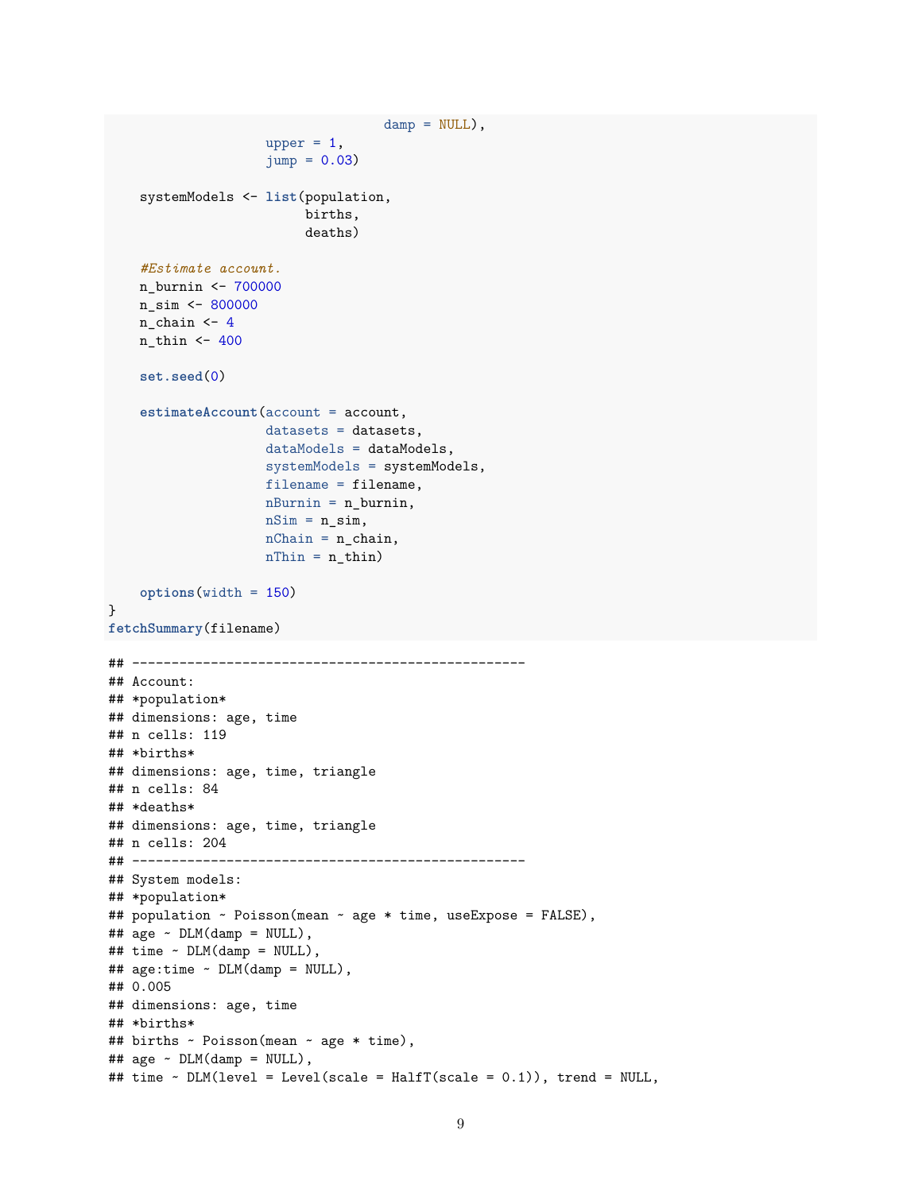```r
                                   damp = NULL),
                    upper = 1,
                    jump = 0.03)

    systemModels <- list(population,
                         births,
                         deaths)

    #Estimate account.
    n_burnin <- 700000
    n_sim <- 800000
    n_chain <- 4
    n_thin <- 400

    set.seed(0)

    estimateAccount(account = account,
                    datasets = datasets,
                    dataModels = dataModels,
                    systemModels = systemModels,
                    filename = filename,
                    nBurnin = n_burnin,
                    nSim = n_sim,
                    nChain = n_chain,
                    nThin = n_thin)

    options(width = 150)
}
fetchSummary(filename)
```

```
## --------------------------------------------------
## Account:
## *population*
## dimensions: age, time
## n cells: 119
## *births*
## dimensions: age, time, triangle
## n cells: 84
## *deaths*
## dimensions: age, time, triangle
## n cells: 204
## --------------------------------------------------
## System models:
## *population*
## population ~ Poisson(mean ~ age * time, useExpose = FALSE),
## age ~ DLM(damp = NULL),
## time ~ DLM(damp = NULL),
## age:time ~ DLM(damp = NULL),
## 0.005
## dimensions: age, time
## *births*
## births ~ Poisson(mean ~ age * time),
## age ~ DLM(damp = NULL),
## time ~ DLM(level = Level(scale = HalfT(scale = 0.1)), trend = NULL,
```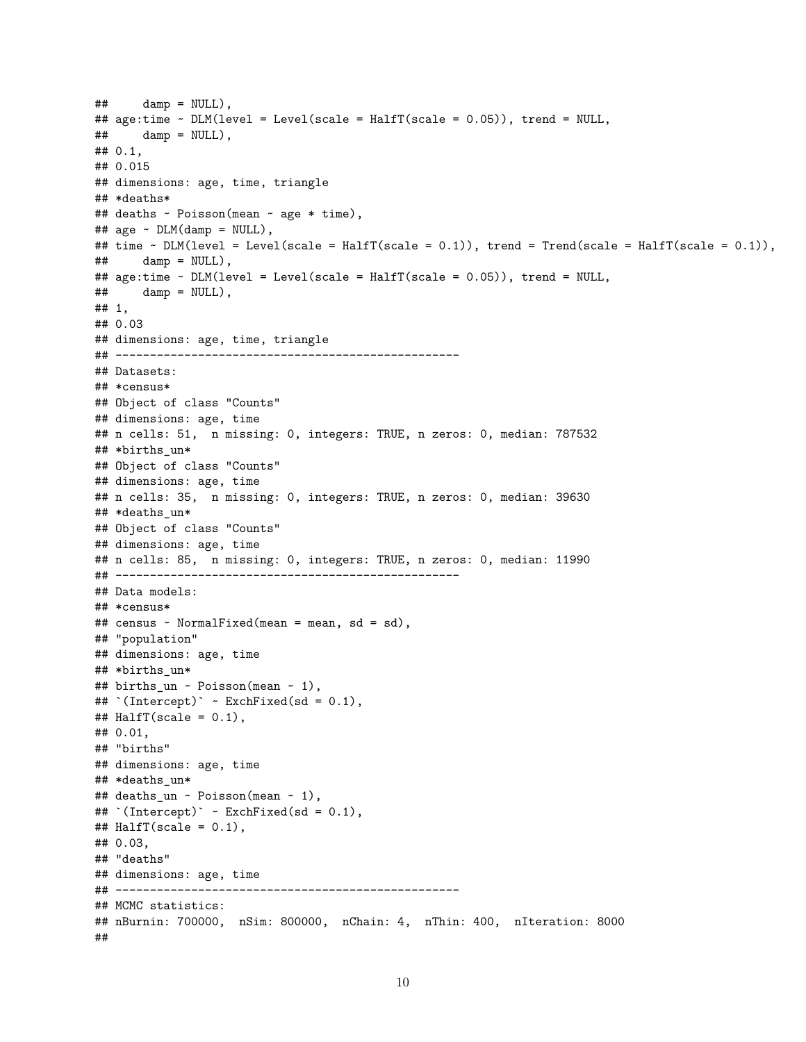```
##     damp = NULL),
## age:time ~ DLM(level = Level(scale = HalfT(scale = 0.05)), trend = NULL,
##     damp = NULL),
## 0.1,
## 0.015
## dimensions: age, time, triangle
## *deaths*
## deaths ~ Poisson(mean ~ age * time),
## age ~ DLM(damp = NULL),
## time ~ DLM(level = Level(scale = HalfT(scale = 0.1)), trend = Trend(scale = HalfT(scale = 0.1)),
##     damp = NULL),
## age:time ~ DLM(level = Level(scale = HalfT(scale = 0.05)), trend = NULL,
##     damp = NULL),
## 1,
## 0.03
## dimensions: age, time, triangle
## --------------------------------------------------
## Datasets:
## *census*
## Object of class "Counts"
## dimensions: age, time
## n cells: 51,  n missing: 0, integers: TRUE, n zeros: 0, median: 787532
## *births_un*
## Object of class "Counts"
## dimensions: age, time
## n cells: 35,  n missing: 0, integers: TRUE, n zeros: 0, median: 39630
## *deaths_un*
## Object of class "Counts"
## dimensions: age, time
## n cells: 85,  n missing: 0, integers: TRUE, n zeros: 0, median: 11990
## --------------------------------------------------
## Data models:
## *census*
## census ~ NormalFixed(mean = mean, sd = sd),
## "population"
## dimensions: age, time
## *births_un*
## births_un ~ Poisson(mean ~ 1),
## `(Intercept)` ~ ExchFixed(sd = 0.1),
## HalfT(scale = 0.1),
## 0.01,
## "births"
## dimensions: age, time
## *deaths_un*
## deaths_un ~ Poisson(mean ~ 1),
## `(Intercept)` ~ ExchFixed(sd = 0.1),
## HalfT(scale = 0.1),
## 0.03,
## "deaths"
## dimensions: age, time
## --------------------------------------------------
## MCMC statistics:
## nBurnin: 700000,  nSim: 800000,  nChain: 4,  nThin: 400,  nIteration: 8000
##
```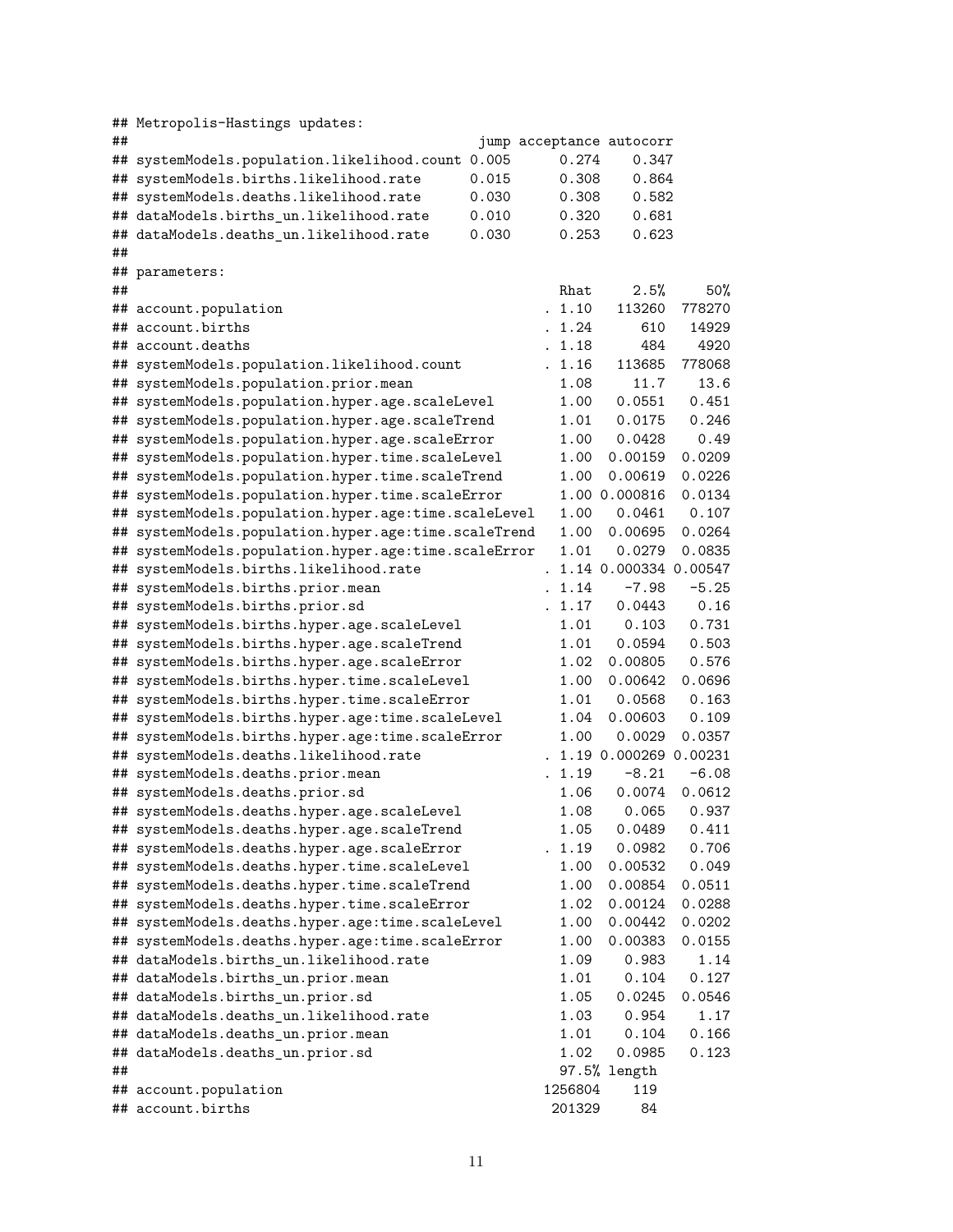```
## Metropolis-Hastings updates:
##                                           jump acceptance autocorr
## systemModels.population.likelihood.count 0.005      0.274    0.347
## systemModels.births.likelihood.rate      0.015      0.308    0.864
## systemModels.deaths.likelihood.rate      0.030      0.308    0.582
## dataModels.births_un.likelihood.rate     0.010      0.320    0.681
## dataModels.deaths_un.likelihood.rate     0.030      0.253    0.623
##
## parameters:
##                                                   Rhat     2.5%     50%
## account.population                              . 1.10   113260  778270
## account.births                                  . 1.24      610   14929
## account.deaths                                  . 1.18      484    4920
## systemModels.population.likelihood.count        . 1.16   113685  778068
## systemModels.population.prior.mean                1.08     11.7    13.6
## systemModels.population.hyper.age.scaleLevel      1.00   0.0551   0.451
## systemModels.population.hyper.age.scaleTrend      1.01   0.0175   0.246
## systemModels.population.hyper.age.scaleError      1.00   0.0428    0.49
## systemModels.population.hyper.time.scaleLevel     1.00  0.00159  0.0209
## systemModels.population.hyper.time.scaleTrend     1.00  0.00619  0.0226
## systemModels.population.hyper.time.scaleError     1.00 0.000816  0.0134
## systemModels.population.hyper.age:time.scaleLevel   1.00   0.0461   0.107
## systemModels.population.hyper.age:time.scaleTrend   1.00  0.00695  0.0264
## systemModels.population.hyper.age:time.scaleError   1.01   0.0279  0.0835
## systemModels.births.likelihood.rate             . 1.14 0.000334 0.00547
## systemModels.births.prior.mean                  . 1.14    -7.98   -5.25
## systemModels.births.prior.sd                    . 1.17   0.0443    0.16
## systemModels.births.hyper.age.scaleLevel          1.01    0.103   0.731
## systemModels.births.hyper.age.scaleTrend          1.01   0.0594   0.503
## systemModels.births.hyper.age.scaleError          1.02  0.00805   0.576
## systemModels.births.hyper.time.scaleLevel         1.00  0.00642  0.0696
## systemModels.births.hyper.time.scaleError         1.01   0.0568   0.163
## systemModels.births.hyper.age:time.scaleLevel     1.04  0.00603   0.109
## systemModels.births.hyper.age:time.scaleError     1.00   0.0029  0.0357
## systemModels.deaths.likelihood.rate             . 1.19 0.000269 0.00231
## systemModels.deaths.prior.mean                  . 1.19    -8.21   -6.08
## systemModels.deaths.prior.sd                      1.06   0.0074  0.0612
## systemModels.deaths.hyper.age.scaleLevel          1.08    0.065   0.937
## systemModels.deaths.hyper.age.scaleTrend          1.05   0.0489   0.411
## systemModels.deaths.hyper.age.scaleError        . 1.19   0.0982   0.706
## systemModels.deaths.hyper.time.scaleLevel         1.00  0.00532   0.049
## systemModels.deaths.hyper.time.scaleTrend         1.00  0.00854  0.0511
## systemModels.deaths.hyper.time.scaleError         1.02  0.00124  0.0288
## systemModels.deaths.hyper.age:time.scaleLevel     1.00  0.00442  0.0202
## systemModels.deaths.hyper.age:time.scaleError     1.00  0.00383  0.0155
## dataModels.births_un.likelihood.rate              1.09    0.983    1.14
## dataModels.births_un.prior.mean                   1.01    0.104   0.127
## dataModels.births_un.prior.sd                     1.05   0.0245  0.0546
## dataModels.deaths_un.likelihood.rate              1.03    0.954    1.17
## dataModels.deaths_un.prior.mean                   1.01    0.104   0.166
## dataModels.deaths_un.prior.sd                     1.02   0.0985   0.123
##                                                  97.5% length
## account.population                             1256804    119
## account.births                                  201329     84
```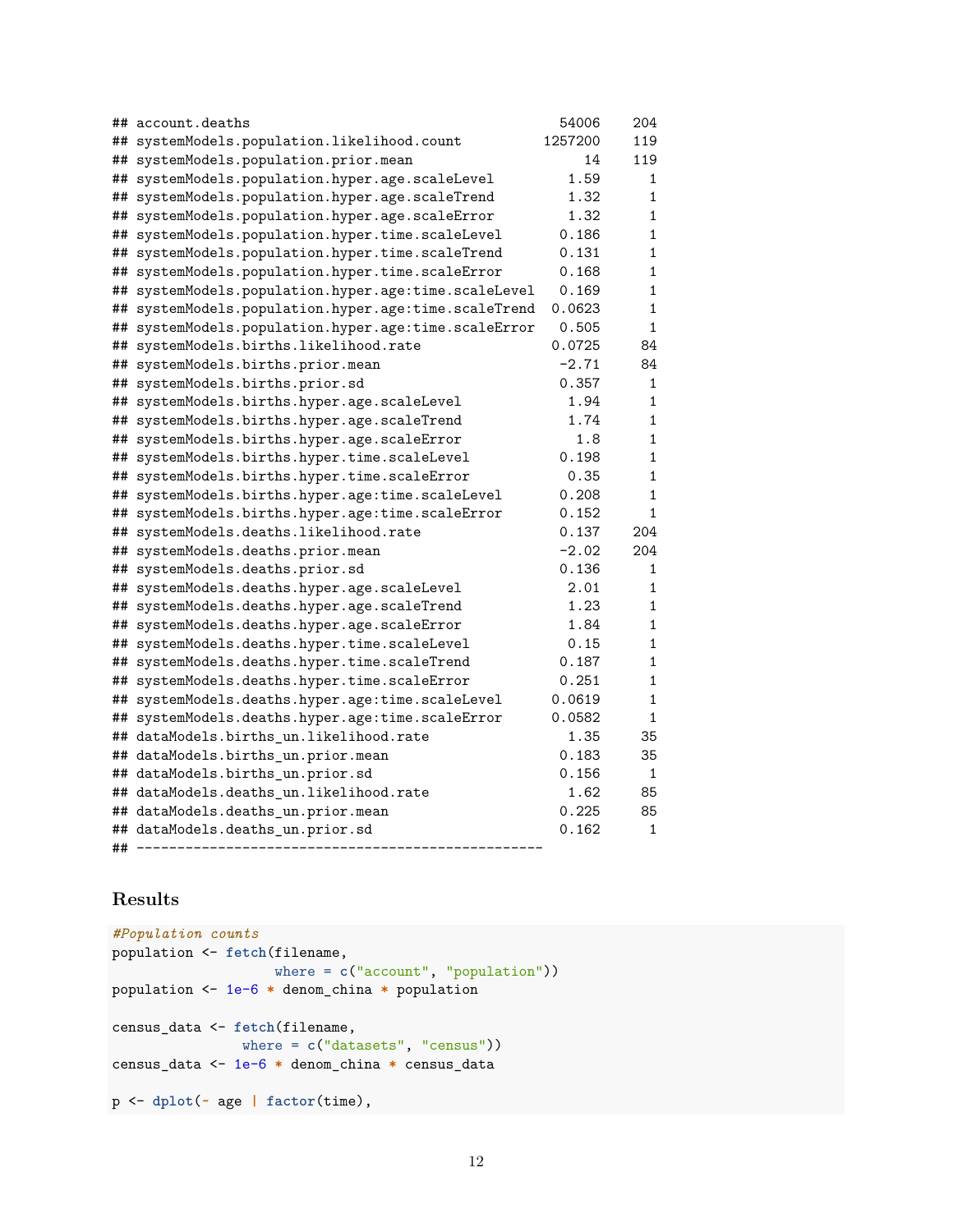```
## account.deaths                                    54006     204
## systemModels.population.likelihood.count         1257200     119
## systemModels.population.prior.mean                    14     119
## systemModels.population.hyper.age.scaleLevel        1.59       1
## systemModels.population.hyper.age.scaleTrend        1.32       1
## systemModels.population.hyper.age.scaleError        1.32       1
## systemModels.population.hyper.time.scaleLevel      0.186       1
## systemModels.population.hyper.time.scaleTrend      0.131       1
## systemModels.population.hyper.time.scaleError      0.168       1
## systemModels.population.hyper.age:time.scaleLevel   0.169       1
## systemModels.population.hyper.age:time.scaleTrend  0.0623       1
## systemModels.population.hyper.age:time.scaleError   0.505       1
## systemModels.births.likelihood.rate               0.0725      84
## systemModels.births.prior.mean                     -2.71      84
## systemModels.births.prior.sd                       0.357       1
## systemModels.births.hyper.age.scaleLevel            1.94       1
## systemModels.births.hyper.age.scaleTrend            1.74       1
## systemModels.births.hyper.age.scaleError             1.8       1
## systemModels.births.hyper.time.scaleLevel          0.198       1
## systemModels.births.hyper.time.scaleError           0.35       1
## systemModels.births.hyper.age:time.scaleLevel      0.208       1
## systemModels.births.hyper.age:time.scaleError      0.152       1
## systemModels.deaths.likelihood.rate                0.137     204
## systemModels.deaths.prior.mean                     -2.02     204
## systemModels.deaths.prior.sd                       0.136       1
## systemModels.deaths.hyper.age.scaleLevel            2.01       1
## systemModels.deaths.hyper.age.scaleTrend            1.23       1
## systemModels.deaths.hyper.age.scaleError            1.84       1
## systemModels.deaths.hyper.time.scaleLevel           0.15       1
## systemModels.deaths.hyper.time.scaleTrend          0.187       1
## systemModels.deaths.hyper.time.scaleError          0.251       1
## systemModels.deaths.hyper.age:time.scaleLevel     0.0619       1
## systemModels.deaths.hyper.age:time.scaleError     0.0582       1
## dataModels.births_un.likelihood.rate                1.35      35
## dataModels.births_un.prior.mean                    0.183      35
## dataModels.births_un.prior.sd                      0.156       1
## dataModels.deaths_un.likelihood.rate                1.62      85
## dataModels.deaths_un.prior.mean                    0.225      85
## dataModels.deaths_un.prior.sd                      0.162       1
## -------------------------------------------------------
```

## Results

```
#Population counts
population <- fetch(filename,
                    where = c("account", "population"))
population <- 1e-6 * denom_china * population

census_data <- fetch(filename,
                 where = c("datasets", "census"))
census_data <- 1e-6 * denom_china * census_data

p <- dplot(~ age | factor(time),
```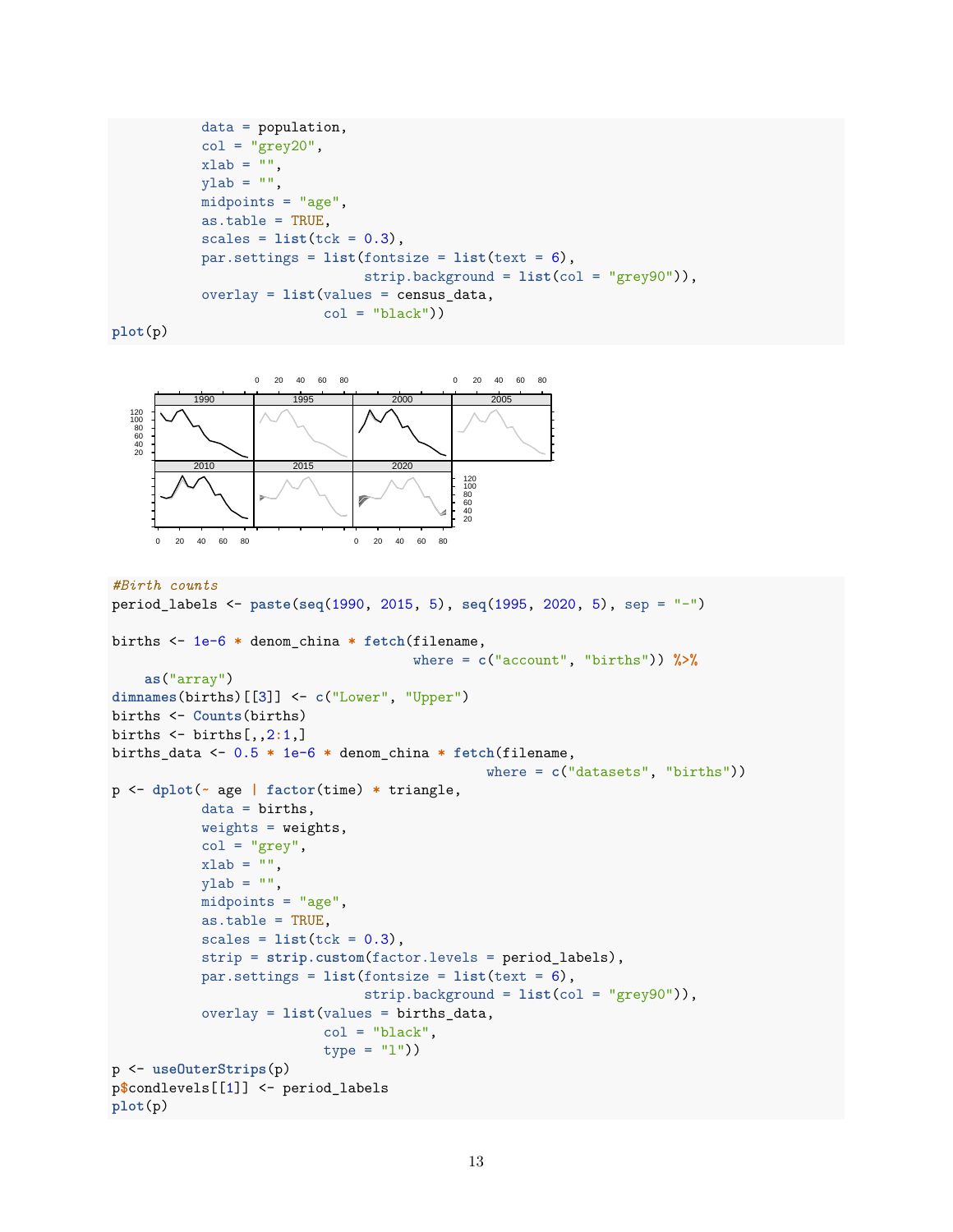```
          data = population,
          col = "grey20",
          xlab = "",
          ylab = "",
          midpoints = "age",
          as.table = TRUE,
          scales = list(tck = 0.3),
          par.settings = list(fontsize = list(text = 6),
                              strip.background = list(col = "grey90")),
          overlay = list(values = census_data,
                         col = "black"))
plot(p)
```

```
#Birth counts
period_labels <- paste(seq(1990, 2015, 5), seq(1995, 2020, 5), sep = "-")

births <- 1e-6 * denom_china * fetch(filename,
                                     where = c("account", "births")) %>%
    as("array")
dimnames(births)[[3]] <- c("Lower", "Upper")
births <- Counts(births)
births <- births[,,2:1,]
births_data <- 0.5 * 1e-6 * denom_china * fetch(filename,
                                                 where = c("datasets", "births"))
p <- dplot(~ age | factor(time) * triangle,
          data = births,
          weights = weights,
          col = "grey",
          xlab = "",
          ylab = "",
          midpoints = "age",
          as.table = TRUE,
          scales = list(tck = 0.3),
          strip = strip.custom(factor.levels = period_labels),
          par.settings = list(fontsize = list(text = 6),
                              strip.background = list(col = "grey90")),
          overlay = list(values = births_data,
                         col = "black",
                         type = "l"))
p <- useOuterStrips(p)
p$condlevels[[1]] <- period_labels
plot(p)
```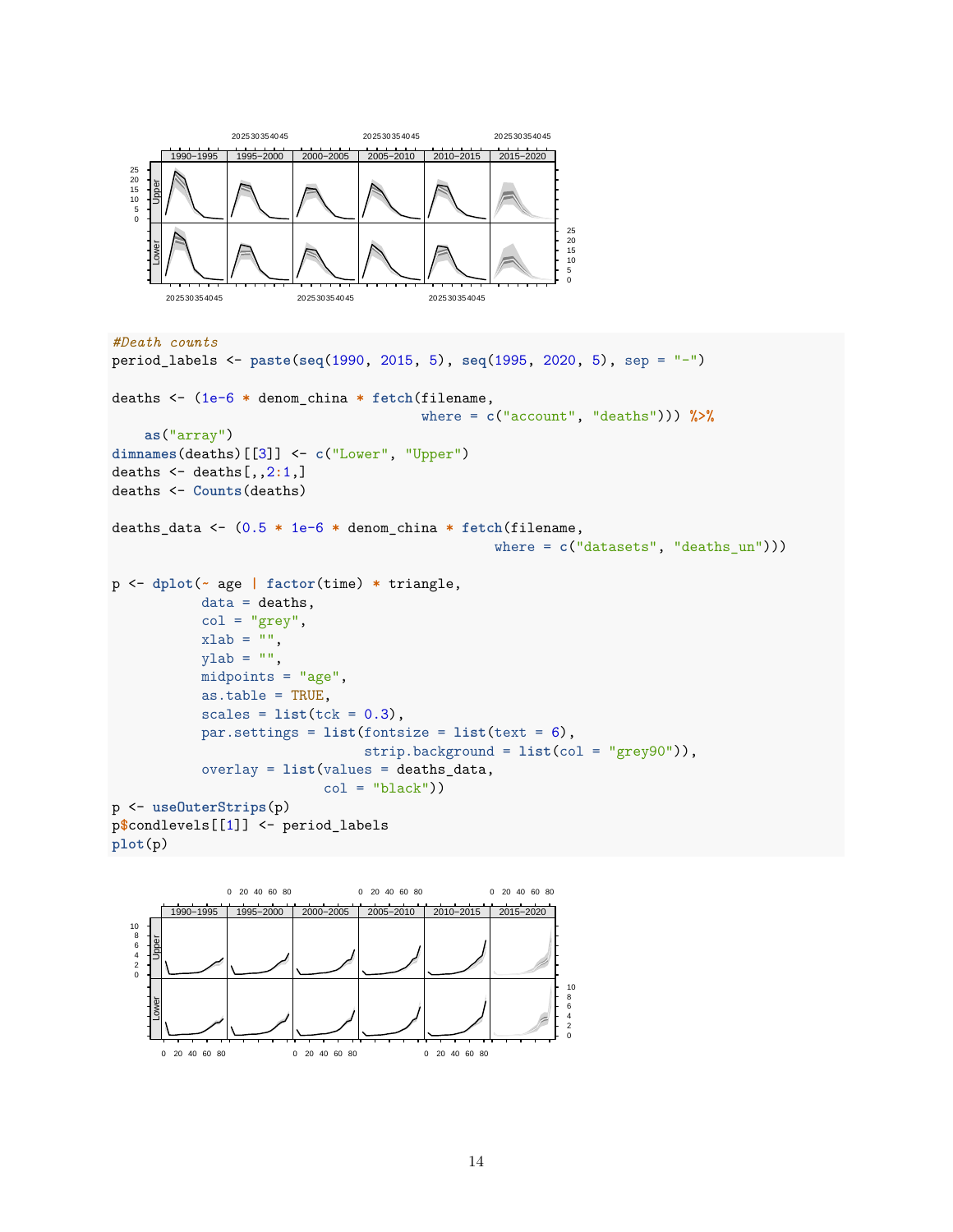```
#Death counts
period_labels <- paste(seq(1990, 2015, 5), seq(1995, 2020, 5), sep = "-")

deaths <- (1e-6 * denom_china * fetch(filename,
                                      where = c("account", "deaths"))) %>%
    as("array")
dimnames(deaths)[[3]] <- c("Lower", "Upper")
deaths <- deaths[,,2:1,]
deaths <- Counts(deaths)

deaths_data <- (0.5 * 1e-6 * denom_china * fetch(filename,
                                                 where = c("datasets", "deaths_un")))

p <- dplot(~ age | factor(time) * triangle,
           data = deaths,
           col = "grey",
           xlab = "",
           ylab = "",
           midpoints = "age",
           as.table = TRUE,
           scales = list(tck = 0.3),
           par.settings = list(fontsize = list(text = 6),
                               strip.background = list(col = "grey90")),
           overlay = list(values = deaths_data,
                          col = "black"))
p <- useOuterStrips(p)
p$condlevels[[1]] <- period_labels
plot(p)
```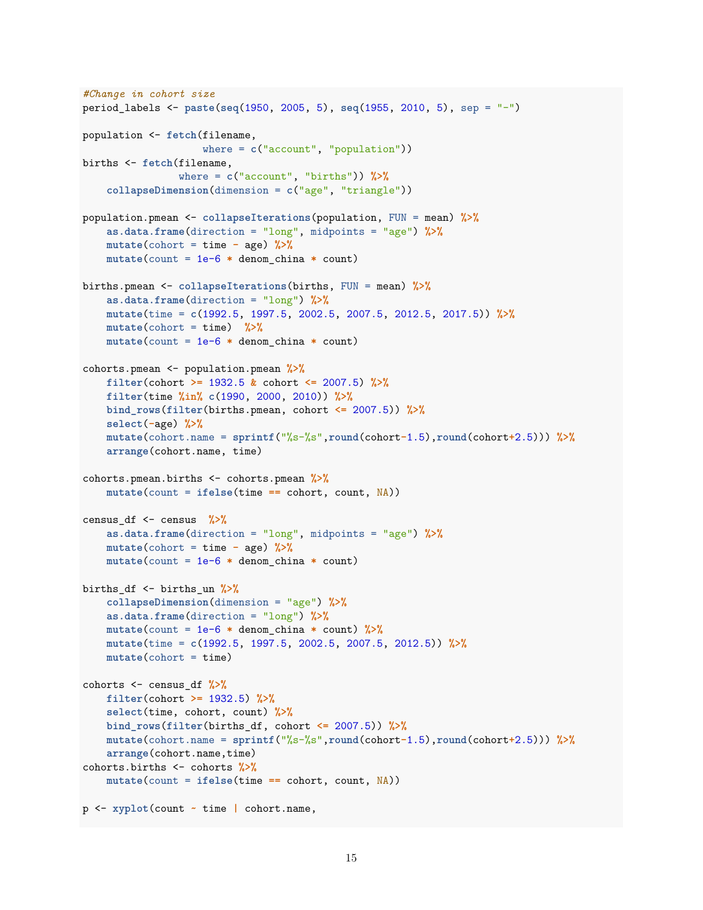```
#Change in cohort size
period_labels <- paste(seq(1950, 2005, 5), seq(1955, 2010, 5), sep = "-")

population <- fetch(filename,
                    where = c("account", "population"))
births <- fetch(filename,
                where = c("account", "births")) %>%
    collapseDimension(dimension = c("age", "triangle"))

population.pmean <- collapseIterations(population, FUN = mean) %>%
    as.data.frame(direction = "long", midpoints = "age") %>%
    mutate(cohort = time - age) %>%
    mutate(count = 1e-6 * denom_china * count)

births.pmean <- collapseIterations(births, FUN = mean) %>%
    as.data.frame(direction = "long") %>%
    mutate(time = c(1992.5, 1997.5, 2002.5, 2007.5, 2012.5, 2017.5)) %>%
    mutate(cohort = time)  %>%
    mutate(count = 1e-6 * denom_china * count)

cohorts.pmean <- population.pmean %>%
    filter(cohort >= 1932.5 & cohort <= 2007.5) %>%
    filter(time %in% c(1990, 2000, 2010)) %>%
    bind_rows(filter(births.pmean, cohort <= 2007.5)) %>%
    select(-age) %>%
    mutate(cohort.name = sprintf("%s-%s",round(cohort-1.5),round(cohort+2.5))) %>%
    arrange(cohort.name, time)

cohorts.pmean.births <- cohorts.pmean %>%
    mutate(count = ifelse(time == cohort, count, NA))

census_df <- census  %>%
    as.data.frame(direction = "long", midpoints = "age") %>%
    mutate(cohort = time - age) %>%
    mutate(count = 1e-6 * denom_china * count)

births_df <- births_un %>%
    collapseDimension(dimension = "age") %>%
    as.data.frame(direction = "long") %>%
    mutate(count = 1e-6 * denom_china * count) %>%
    mutate(time = c(1992.5, 1997.5, 2002.5, 2007.5, 2012.5)) %>%
    mutate(cohort = time)

cohorts <- census_df %>%
    filter(cohort >= 1932.5) %>%
    select(time, cohort, count) %>%
    bind_rows(filter(births_df, cohort <= 2007.5)) %>%
    mutate(cohort.name = sprintf("%s-%s",round(cohort-1.5),round(cohort+2.5))) %>%
    arrange(cohort.name,time)
cohorts.births <- cohorts %>%
    mutate(count = ifelse(time == cohort, count, NA))

p <- xyplot(count ~ time | cohort.name,
```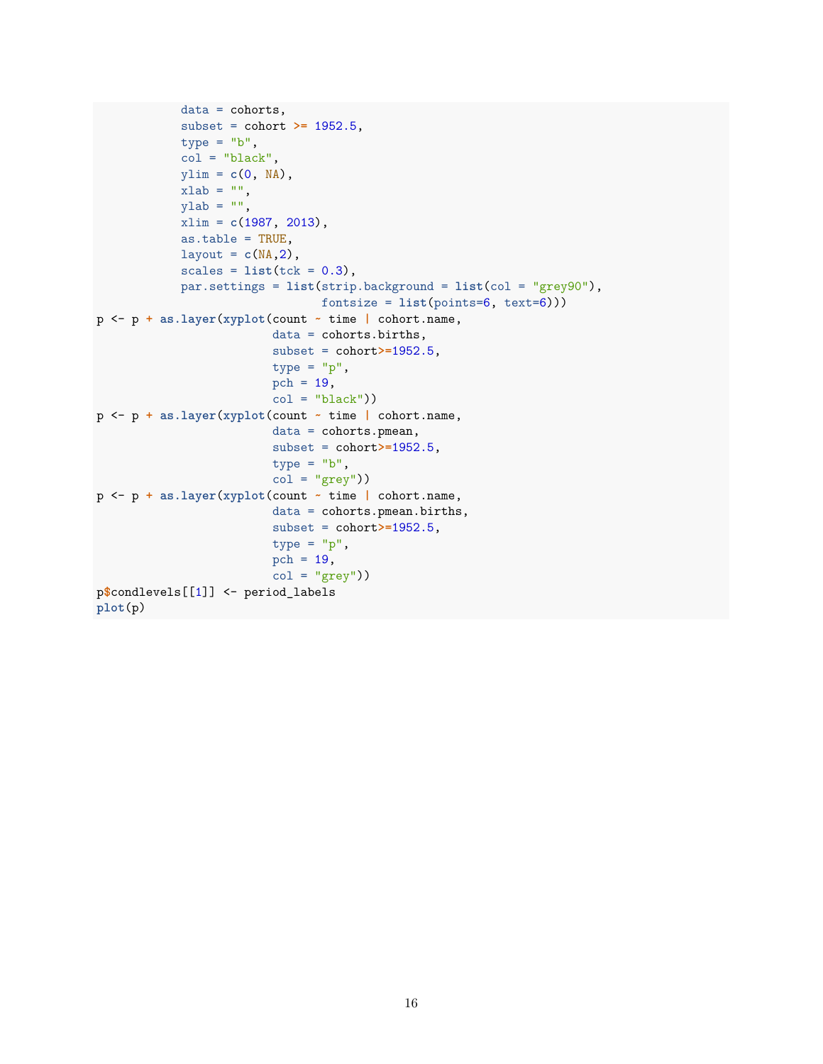```
           data = cohorts,
           subset = cohort >= 1952.5,
           type = "b",
           col = "black",
           ylim = c(0, NA),
           xlab = "",
           ylab = "",
           xlim = c(1987, 2013),
           as.table = TRUE,
           layout = c(NA,2),
           scales = list(tck = 0.3),
           par.settings = list(strip.background = list(col = "grey90"),
                               fontsize = list(points=6, text=6)))
p <- p + as.layer(xyplot(count ~ time | cohort.name,
                         data = cohorts.births,
                         subset = cohort>=1952.5,
                         type = "p",
                         pch = 19,
                         col = "black"))
p <- p + as.layer(xyplot(count ~ time | cohort.name,
                         data = cohorts.pmean,
                         subset = cohort>=1952.5,
                         type = "b",
                         col = "grey"))
p <- p + as.layer(xyplot(count ~ time | cohort.name,
                         data = cohorts.pmean.births,
                         subset = cohort>=1952.5,
                         type = "p",
                         pch = 19,
                         col = "grey"))
p$condlevels[[1]] <- period_labels
plot(p)
```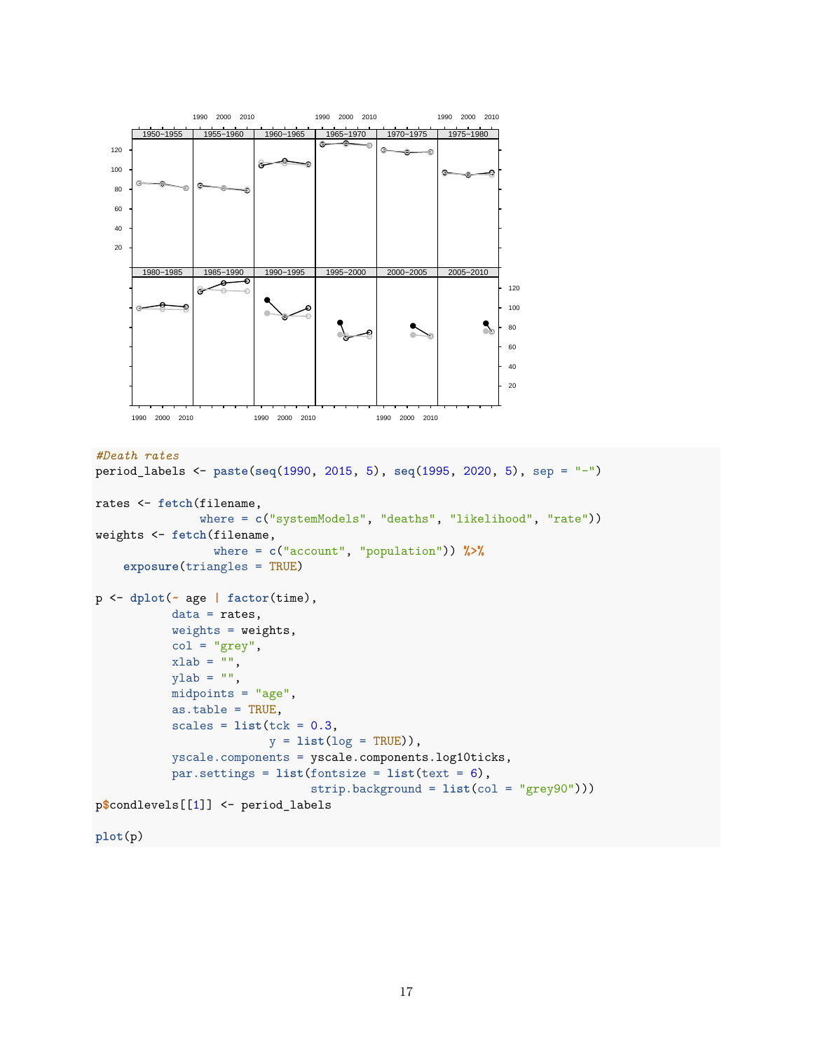```r
#Death rates
period_labels <- paste(seq(1990, 2015, 5), seq(1995, 2020, 5), sep = "-")

rates <- fetch(filename,
               where = c("systemModels", "deaths", "likelihood", "rate"))
weights <- fetch(filename,
                 where = c("account", "population")) %>%
    exposure(triangles = TRUE)

p <- dplot(~ age | factor(time),
           data = rates,
           weights = weights,
           col = "grey",
           xlab = "",
           ylab = "",
           midpoints = "age",
           as.table = TRUE,
           scales = list(tck = 0.3,
                         y = list(log = TRUE)),
           yscale.components = yscale.components.log10ticks,
           par.settings = list(fontsize = list(text = 6),
                               strip.background = list(col = "grey90")))
p$condlevels[[1]] <- period_labels

plot(p)
```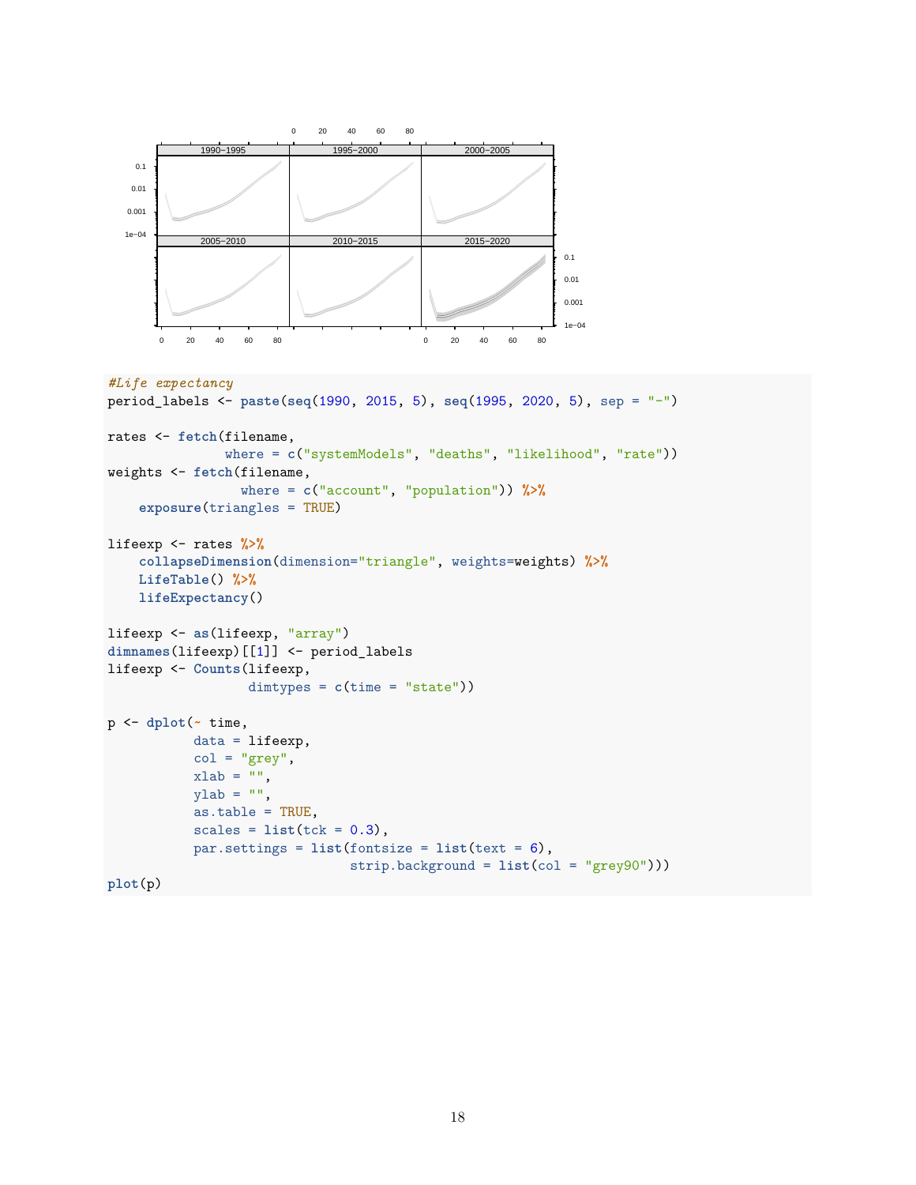```
#Life expectancy
period_labels <- paste(seq(1990, 2015, 5), seq(1995, 2020, 5), sep = "-")

rates <- fetch(filename,
               where = c("systemModels", "deaths", "likelihood", "rate"))
weights <- fetch(filename,
                 where = c("account", "population")) %>%
    exposure(triangles = TRUE)

lifeexp <- rates %>%
    collapseDimension(dimension="triangle", weights=weights) %>%
    LifeTable() %>%
    lifeExpectancy()

lifeexp <- as(lifeexp, "array")
dimnames(lifeexp)[[1]] <- period_labels
lifeexp <- Counts(lifeexp,
                  dimtypes = c(time = "state"))

p <- dplot(~ time,
           data = lifeexp,
           col = "grey",
           xlab = "",
           ylab = "",
           as.table = TRUE,
           scales = list(tck = 0.3),
           par.settings = list(fontsize = list(text = 6),
                               strip.background = list(col = "grey90")))
plot(p)
```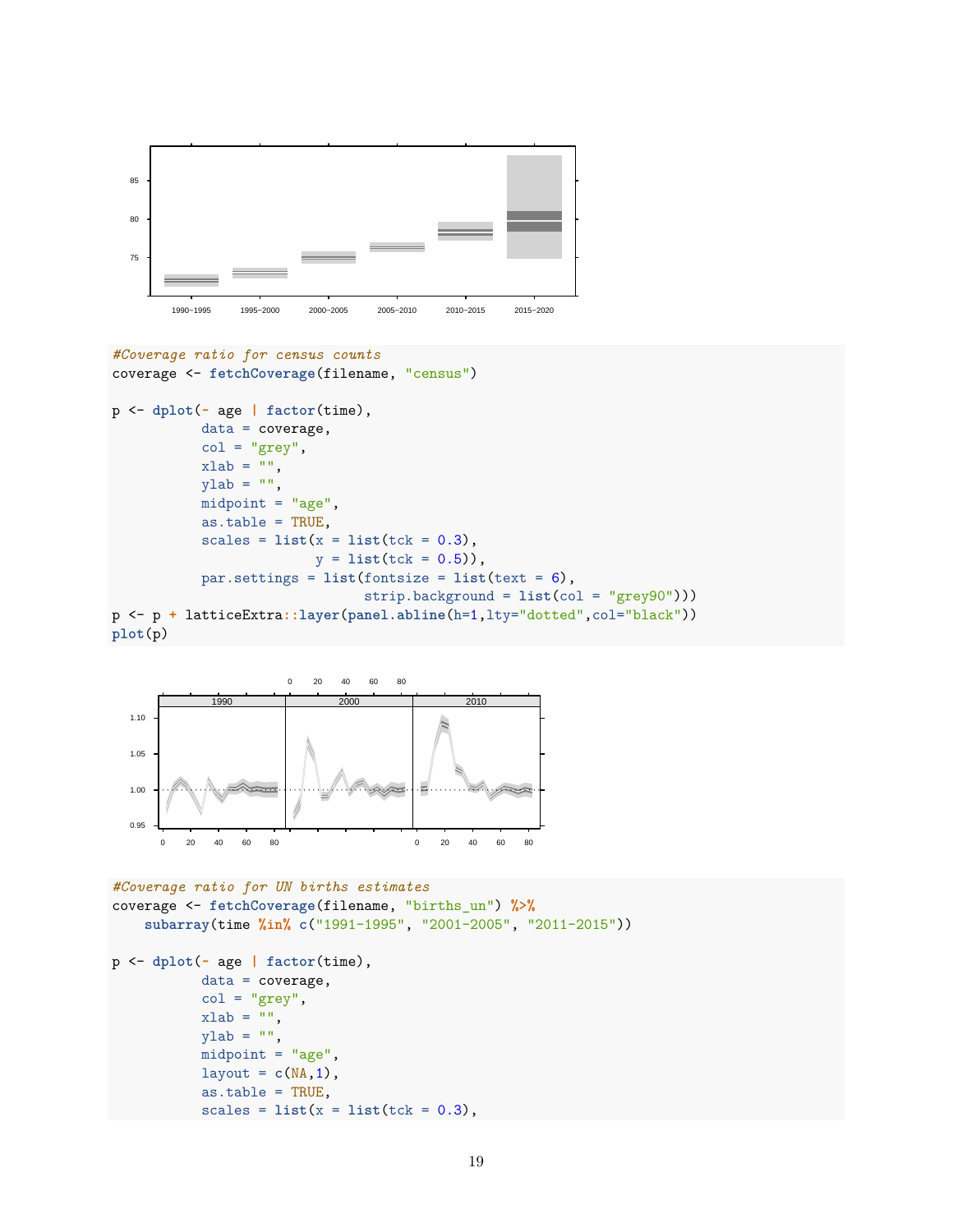```r
#Coverage ratio for census counts
coverage <- fetchCoverage(filename, "census")

p <- dplot(~ age | factor(time),
           data = coverage,
           col = "grey",
           xlab = "",
           ylab = "",
           midpoint = "age",
           as.table = TRUE,
           scales = list(x = list(tck = 0.3),
                         y = list(tck = 0.5)),
           par.settings = list(fontsize = list(text = 6),
                               strip.background = list(col = "grey90")))
p <- p + latticeExtra::layer(panel.abline(h=1,lty="dotted",col="black"))
plot(p)
```

```r
#Coverage ratio for UN births estimates
coverage <- fetchCoverage(filename, "births_un") %>%
    subarray(time %in% c("1991-1995", "2001-2005", "2011-2015"))

p <- dplot(~ age | factor(time),
           data = coverage,
           col = "grey",
           xlab = "",
           ylab = "",
           midpoint = "age",
           layout = c(NA,1),
           as.table = TRUE,
           scales = list(x = list(tck = 0.3),
```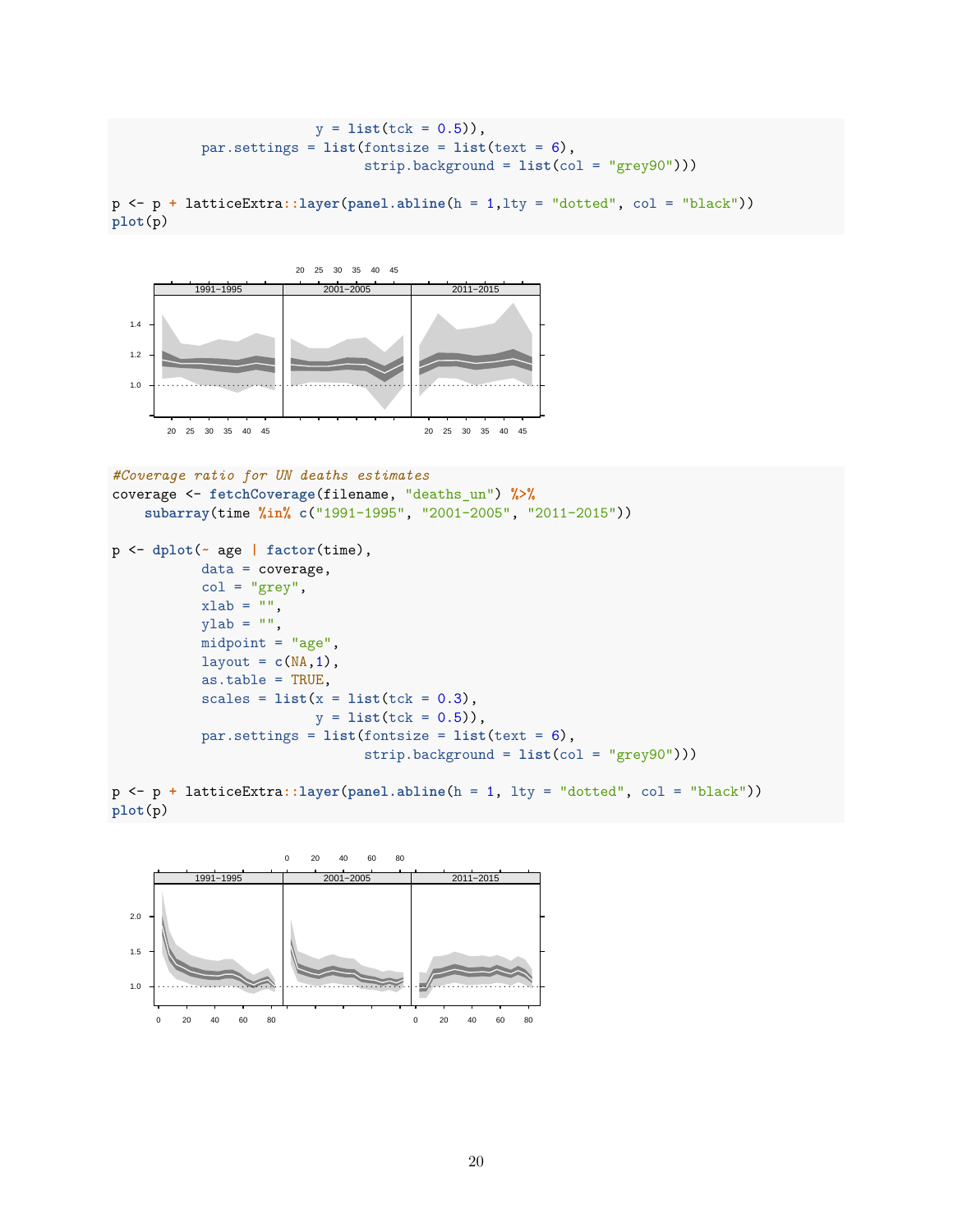```
                          y = list(tck = 0.5)),
          par.settings = list(fontsize = list(text = 6),
                              strip.background = list(col = "grey90")))

p <- p + latticeExtra::layer(panel.abline(h = 1,lty = "dotted", col = "black"))
plot(p)
```

1991−1995
2001−2005
2011−2015
20 25 30 35 40 45
1.4
1.2
1.0

```
#Coverage ratio for UN deaths estimates
coverage <- fetchCoverage(filename, "deaths_un") %>%
    subarray(time %in% c("1991-1995", "2001-2005", "2011-2015"))

p <- dplot(~ age | factor(time),
          data = coverage,
          col = "grey",
          xlab = "",
          ylab = "",
          midpoint = "age",
          layout = c(NA,1),
          as.table = TRUE,
          scales = list(x = list(tck = 0.3),
                        y = list(tck = 0.5)),
          par.settings = list(fontsize = list(text = 6),
                              strip.background = list(col = "grey90")))

p <- p + latticeExtra::layer(panel.abline(h = 1, lty = "dotted", col = "black"))
plot(p)
```

1991−1995
2001−2005
2011−2015
0 20 40 60 80
2.0
1.5
1.0